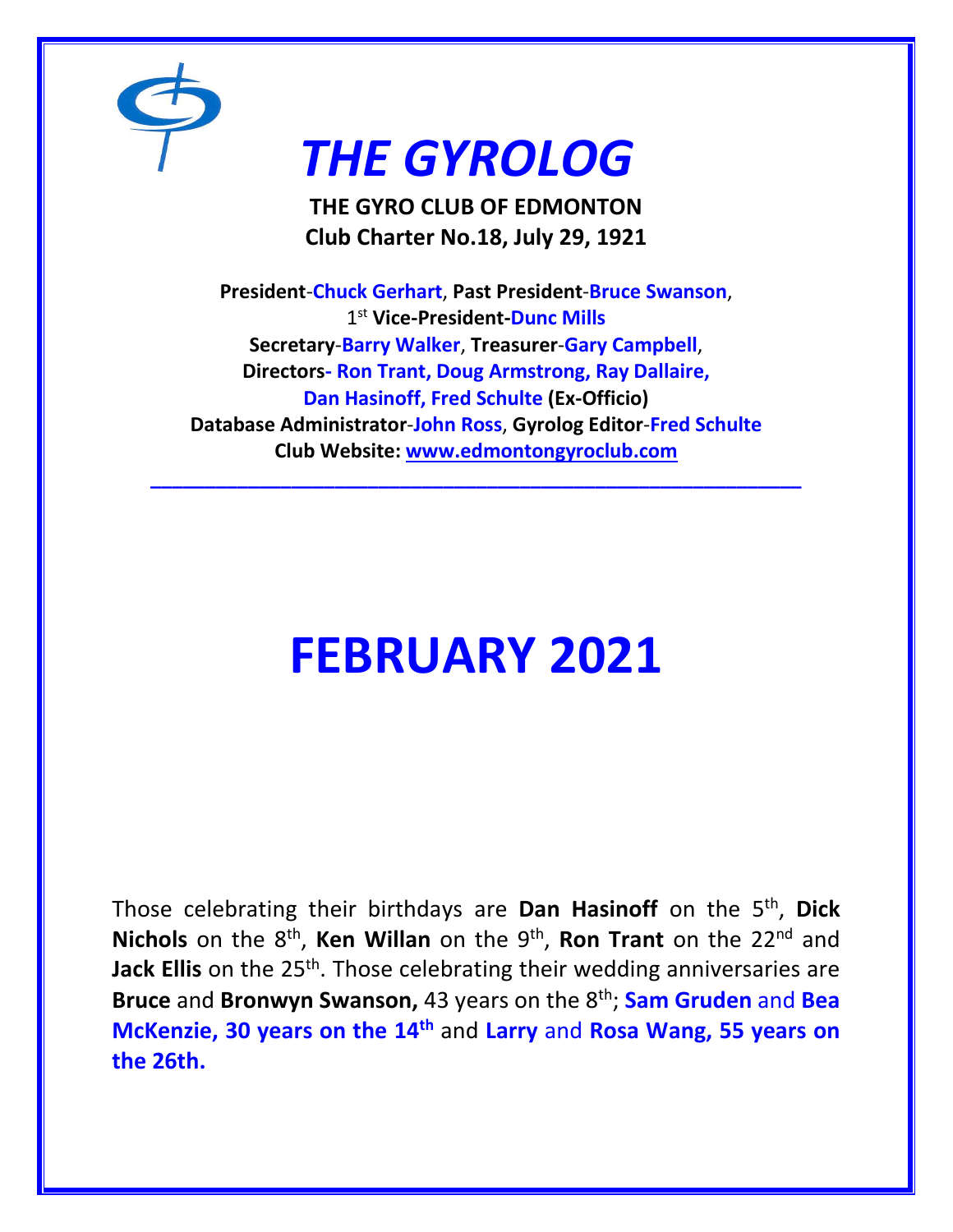# *THE GYROLOG*

**THE GYRO CLUB OF EDMONTON**
**Club Charter No.18, July 29, 1921**

**President-Chuck Gerhart**, **Past President-Bruce Swanson**,
**1st Vice-President-Dunc Mills**
**Secretary-Barry Walker**, **Treasurer-Gary Campbell**,
**Directors- Ron Trant, Doug Armstrong, Ray Dallaire,**
**Dan Hasinoff, Fred Schulte (Ex-Officio)**
**Database Administrator-John Ross**, **Gyrolog Editor-Fred Schulte**
**Club Website: www.edmontongyroclub.com**

---

# FEBRUARY 2021

Those celebrating their birthdays are **Dan Hasinoff** on the 5th, **Dick Nichols** on the 8th, **Ken Willan** on the 9th, **Ron Trant** on the 22nd and **Jack Ellis** on the 25th. Those celebrating their wedding anniversaries are **Bruce** and **Bronwyn Swanson,** 43 years on the 8th; **Sam Gruden** and **Bea McKenzie, 30 years on the 14th** and **Larry** and **Rosa Wang, 55 years on the 26th.**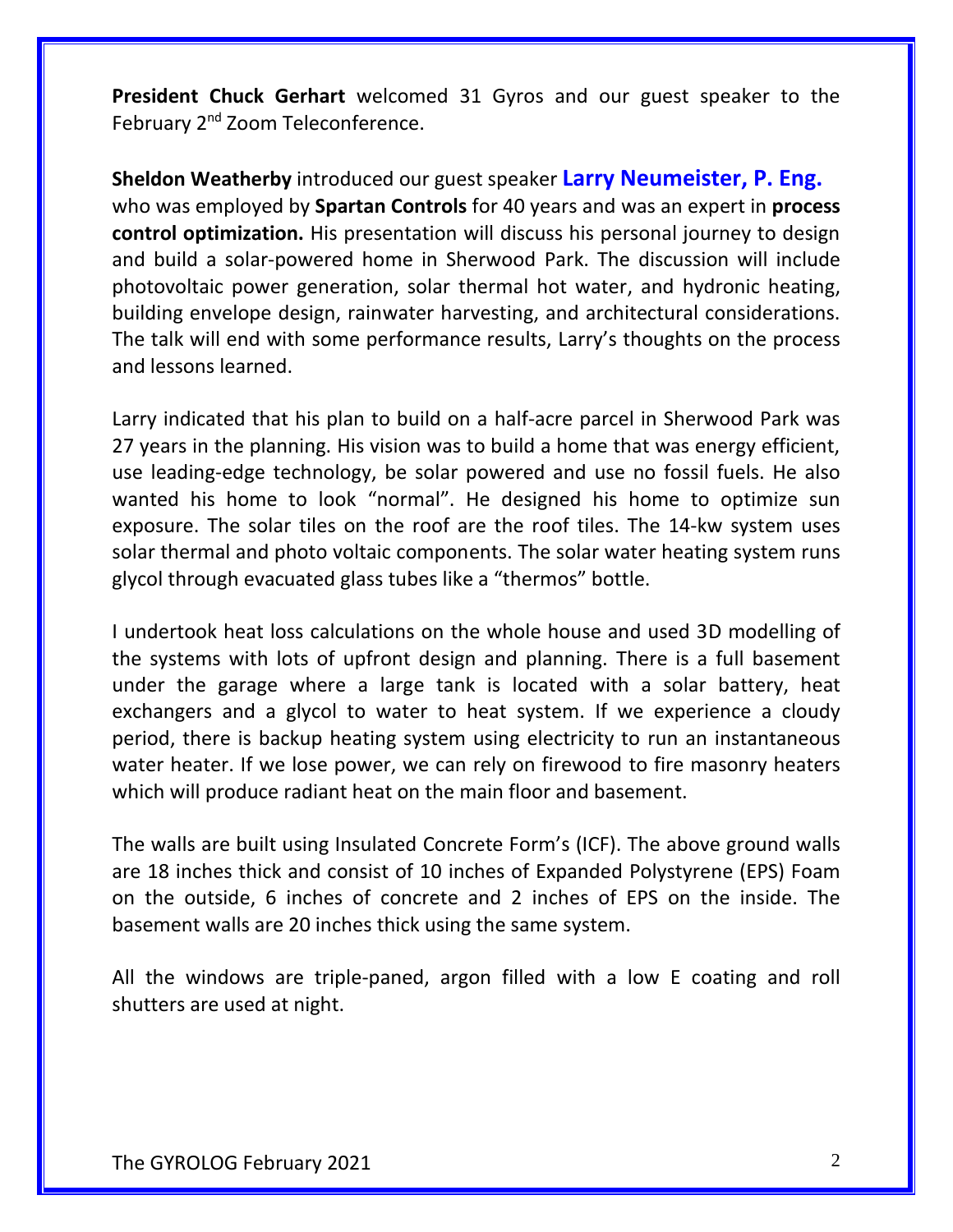**President Chuck Gerhart** welcomed 31 Gyros and our guest speaker to the February 2nd Zoom Teleconference.

**Sheldon Weatherby** introduced our guest speaker **Larry Neumeister, P. Eng.** who was employed by **Spartan Controls** for 40 years and was an expert in **process control optimization.** His presentation will discuss his personal journey to design and build a solar-powered home in Sherwood Park. The discussion will include photovoltaic power generation, solar thermal hot water, and hydronic heating, building envelope design, rainwater harvesting, and architectural considerations. The talk will end with some performance results, Larry's thoughts on the process and lessons learned.

Larry indicated that his plan to build on a half-acre parcel in Sherwood Park was 27 years in the planning. His vision was to build a home that was energy efficient, use leading-edge technology, be solar powered and use no fossil fuels. He also wanted his home to look "normal". He designed his home to optimize sun exposure. The solar tiles on the roof are the roof tiles. The 14-kw system uses solar thermal and photo voltaic components. The solar water heating system runs glycol through evacuated glass tubes like a "thermos" bottle.

I undertook heat loss calculations on the whole house and used 3D modelling of the systems with lots of upfront design and planning. There is a full basement under the garage where a large tank is located with a solar battery, heat exchangers and a glycol to water to heat system. If we experience a cloudy period, there is backup heating system using electricity to run an instantaneous water heater. If we lose power, we can rely on firewood to fire masonry heaters which will produce radiant heat on the main floor and basement.

The walls are built using Insulated Concrete Form's (ICF). The above ground walls are 18 inches thick and consist of 10 inches of Expanded Polystyrene (EPS) Foam on the outside, 6 inches of concrete and 2 inches of EPS on the inside. The basement walls are 20 inches thick using the same system.

All the windows are triple-paned, argon filled with a low E coating and roll shutters are used at night.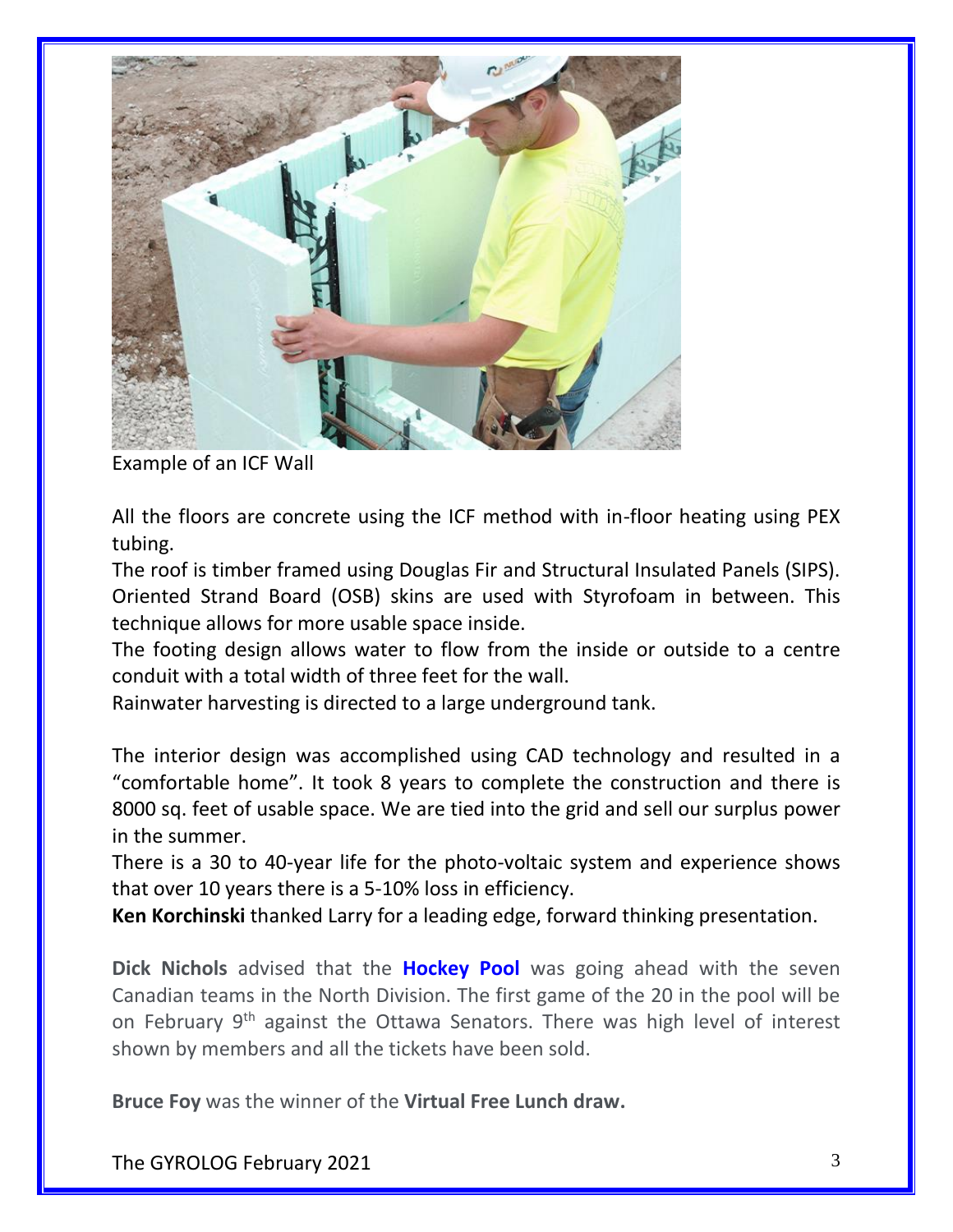Example of an ICF Wall

All the floors are concrete using the ICF method with in-floor heating using PEX tubing.

The roof is timber framed using Douglas Fir and Structural Insulated Panels (SIPS). Oriented Strand Board (OSB) skins are used with Styrofoam in between. This technique allows for more usable space inside.

The footing design allows water to flow from the inside or outside to a centre conduit with a total width of three feet for the wall.

Rainwater harvesting is directed to a large underground tank.

The interior design was accomplished using CAD technology and resulted in a “comfortable home”. It took 8 years to complete the construction and there is 8000 sq. feet of usable space. We are tied into the grid and sell our surplus power in the summer.

There is a 30 to 40-year life for the photo-voltaic system and experience shows that over 10 years there is a 5-10% loss in efficiency.

**Ken Korchinski** thanked Larry for a leading edge, forward thinking presentation.

**Dick Nichols** advised that the **Hockey Pool** was going ahead with the seven Canadian teams in the North Division. The first game of the 20 in the pool will be on February 9th against the Ottawa Senators. There was high level of interest shown by members and all the tickets have been sold.

**Bruce Foy** was the winner of the **Virtual Free Lunch draw.**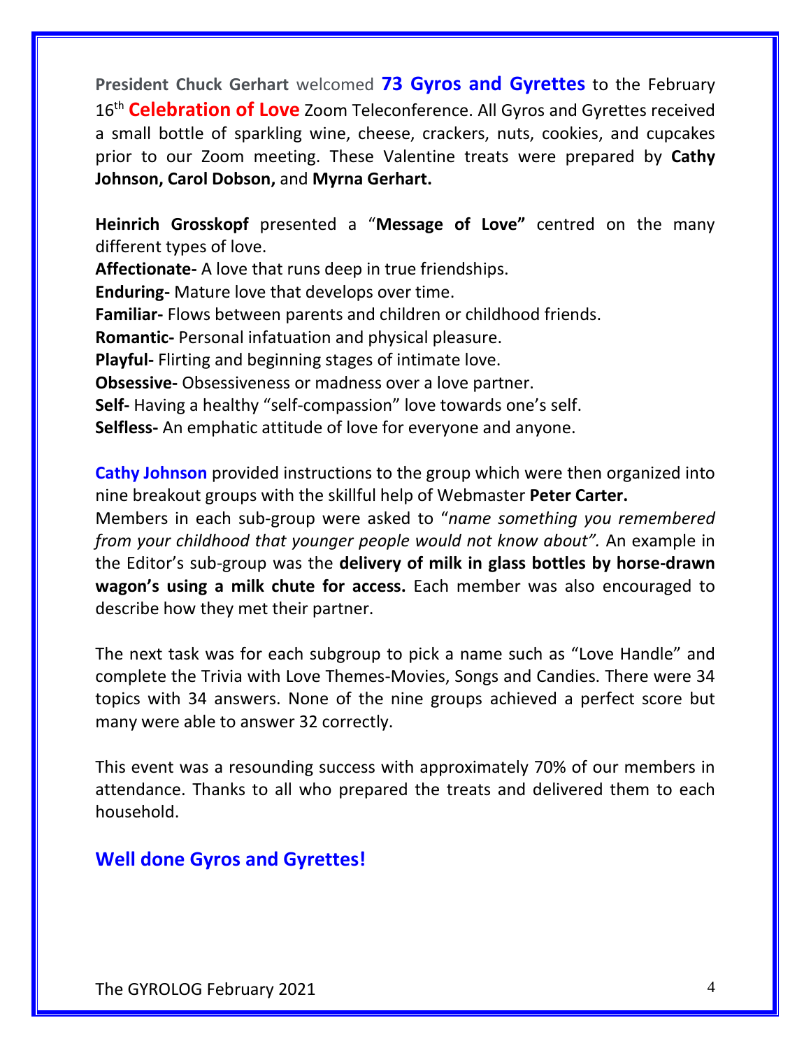**President Chuck Gerhart** welcomed **73 Gyros and Gyrettes** to the February 16th **Celebration of Love** Zoom Teleconference. All Gyros and Gyrettes received a small bottle of sparkling wine, cheese, crackers, nuts, cookies, and cupcakes prior to our Zoom meeting. These Valentine treats were prepared by **Cathy Johnson, Carol Dobson,** and **Myrna Gerhart.**

**Heinrich Grosskopf** presented a "**Message of Love"** centred on the many different types of love.
**Affectionate-** A love that runs deep in true friendships.
**Enduring-** Mature love that develops over time.
**Familiar-** Flows between parents and children or childhood friends.
**Romantic-** Personal infatuation and physical pleasure.
**Playful-** Flirting and beginning stages of intimate love.
**Obsessive-** Obsessiveness or madness over a love partner.
**Self-** Having a healthy "self-compassion" love towards one's self.
**Selfless-** An emphatic attitude of love for everyone and anyone.

**Cathy Johnson** provided instructions to the group which were then organized into nine breakout groups with the skillful help of Webmaster **Peter Carter.**
Members in each sub-group were asked to "*name something you remembered from your childhood that younger people would not know about".* An example in the Editor's sub-group was the **delivery of milk in glass bottles by horse-drawn wagon's using a milk chute for access.** Each member was also encouraged to describe how they met their partner.

The next task was for each subgroup to pick a name such as "Love Handle" and complete the Trivia with Love Themes-Movies, Songs and Candies. There were 34 topics with 34 answers. None of the nine groups achieved a perfect score but many were able to answer 32 correctly.

This event was a resounding success with approximately 70% of our members in attendance. Thanks to all who prepared the treats and delivered them to each household.

**Well done Gyros and Gyrettes!**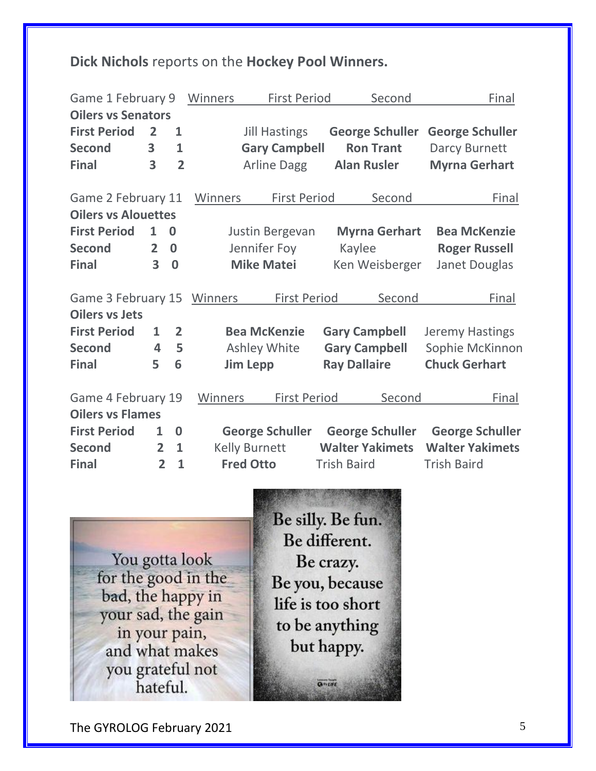**Dick Nichols** reports on the **Hockey Pool Winners.**

| Game 1 February 9 | | | Winners First Period | Second | Final |
|---|---|---|---|---|---|
| **Oilers vs Senators** | | | | | |
| **First Period** | **2** | **1** | Jill Hastings | **George Schuller** | **George Schuller** |
| **Second** | **3** | **1** | **Gary Campbell** | **Ron Trant** | Darcy Burnett |
| **Final** | **3** | **2** | Arline Dagg | **Alan Rusler** | **Myrna Gerhart** |

| Game 2 February 11 | | | Winners First Period | Second | Final |
|---|---|---|---|---|---|
| **Oilers vs Alouettes** | | | | | |
| **First Period** | **1** | **0** | Justin Bergevan | **Myrna Gerhart** | **Bea McKenzie** |
| **Second** | **2** | **0** | Jennifer Foy | Kaylee | **Roger Russell** |
| **Final** | **3** | **0** | **Mike Matei** | Ken Weisberger | Janet Douglas |

| Game 3 February 15 | | | Winners First Period | Second | Final |
|---|---|---|---|---|---|
| **Oilers vs Jets** | | | | | |
| **First Period** | **1** | **2** | **Bea McKenzie** | **Gary Campbell** | Jeremy Hastings |
| **Second** | **4** | **5** | Ashley White | **Gary Campbell** | Sophie McKinnon |
| **Final** | **5** | **6** | **Jim Lepp** | **Ray Dallaire** | **Chuck Gerhart** |

| Game 4 February 19 | | | Winners First Period | Second | Final |
|---|---|---|---|---|---|
| **Oilers vs Flames** | | | | | |
| **First Period** | **1** | **0** | **George Schuller** | **George Schuller** | **George Schuller** |
| **Second** | **2** | **1** | Kelly Burnett | **Walter Yakimets** | **Walter Yakimets** |
| **Final** | **2** | **1** | **Fred Otto** | Trish Baird | Trish Baird |

You gotta look for the good in the bad, the happy in your sad, the gain in your pain, and what makes you grateful not hateful.

Be silly. Be fun. Be different. Be crazy. Be you, because life is too short to be anything but happy.

The GYROLOG February 2021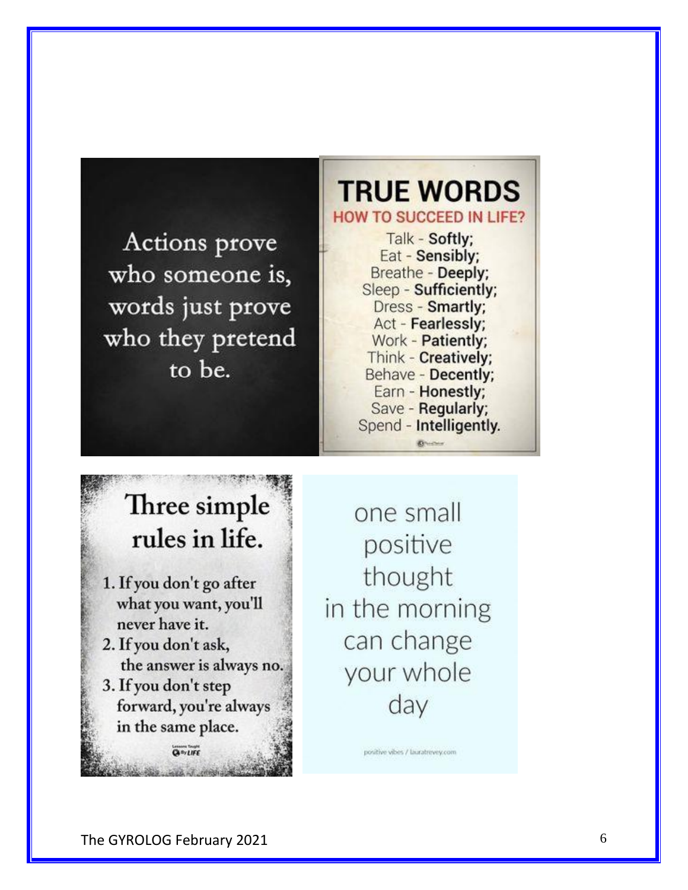Actions prove who someone is, words just prove who they pretend to be.

# TRUE WORDS

**HOW TO SUCCEED IN LIFE?**

Talk - **Softly;**
Eat - **Sensibly;**
Breathe - **Deeply;**
Sleep - **Sufficiently;**
Dress - **Smartly;**
Act - **Fearlessly;**
Work - **Patiently;**
Think - **Creatively;**
Behave - **Decently;**
Earn - **Honestly;**
Save - **Regularly;**
Spend - **Intelligently.**

# Three simple rules in life.

1. If you don't go after what you want, you'll never have it.
2. If you don't ask, the answer is always no.
3. If you don't step forward, you're always in the same place.

Lessons Taught By LIFE

one small positive thought in the morning can change your whole day

positive vibes / lauratrevey.com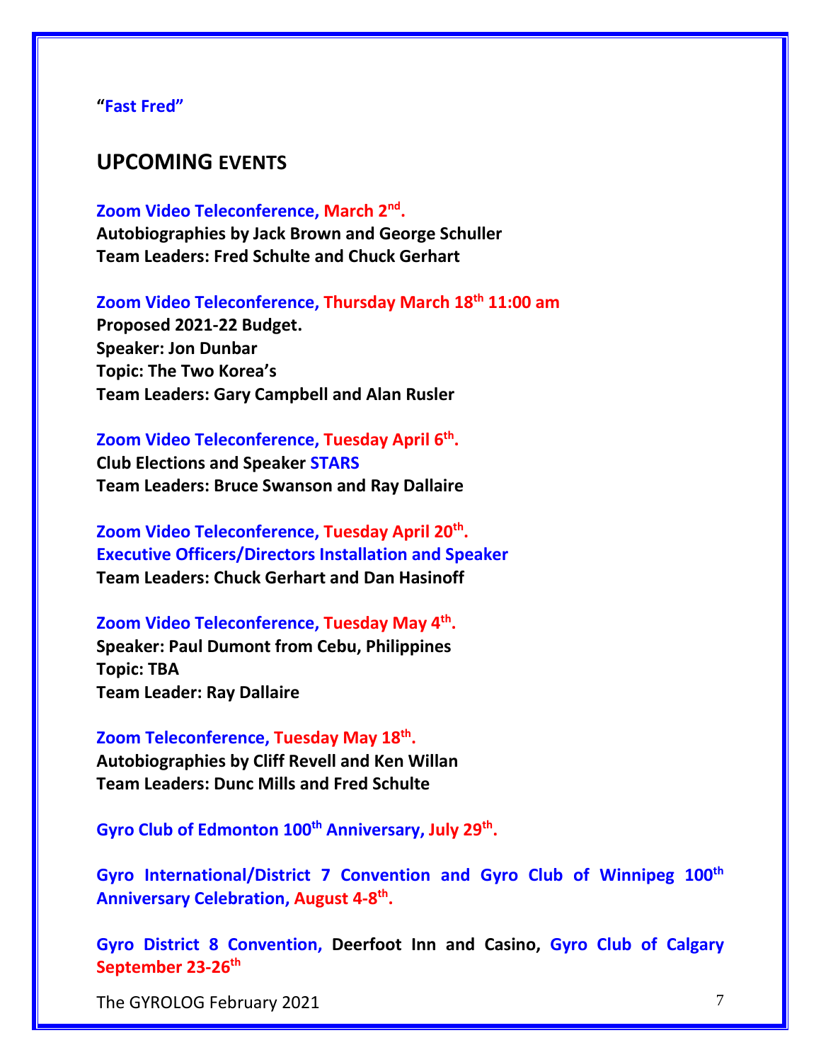**"Fast Fred"**

## UPCOMING EVENTS

**Zoom Video Teleconference, March 2nd.**
**Autobiographies by Jack Brown and George Schuller**
**Team Leaders: Fred Schulte and Chuck Gerhart**

**Zoom Video Teleconference, Thursday March 18th 11:00 am**
**Proposed 2021-22 Budget.**
**Speaker: Jon Dunbar**
**Topic: The Two Korea's**
**Team Leaders: Gary Campbell and Alan Rusler**

**Zoom Video Teleconference, Tuesday April 6th.**
**Club Elections and Speaker STARS**
**Team Leaders: Bruce Swanson and Ray Dallaire**

**Zoom Video Teleconference, Tuesday April 20th.**
**Executive Officers/Directors Installation and Speaker**
**Team Leaders: Chuck Gerhart and Dan Hasinoff**

**Zoom Video Teleconference, Tuesday May 4th.**
**Speaker: Paul Dumont from Cebu, Philippines**
**Topic: TBA**
**Team Leader: Ray Dallaire**

**Zoom Teleconference, Tuesday May 18th.**
**Autobiographies by Cliff Revell and Ken Willan**
**Team Leaders: Dunc Mills and Fred Schulte**

**Gyro Club of Edmonton 100th Anniversary, July 29th.**

**Gyro International/District 7 Convention and Gyro Club of Winnipeg 100th Anniversary Celebration, August 4-8th.**

**Gyro District 8 Convention, Deerfoot Inn and Casino, Gyro Club of Calgary September 23-26th**

The GYROLOG February 2021